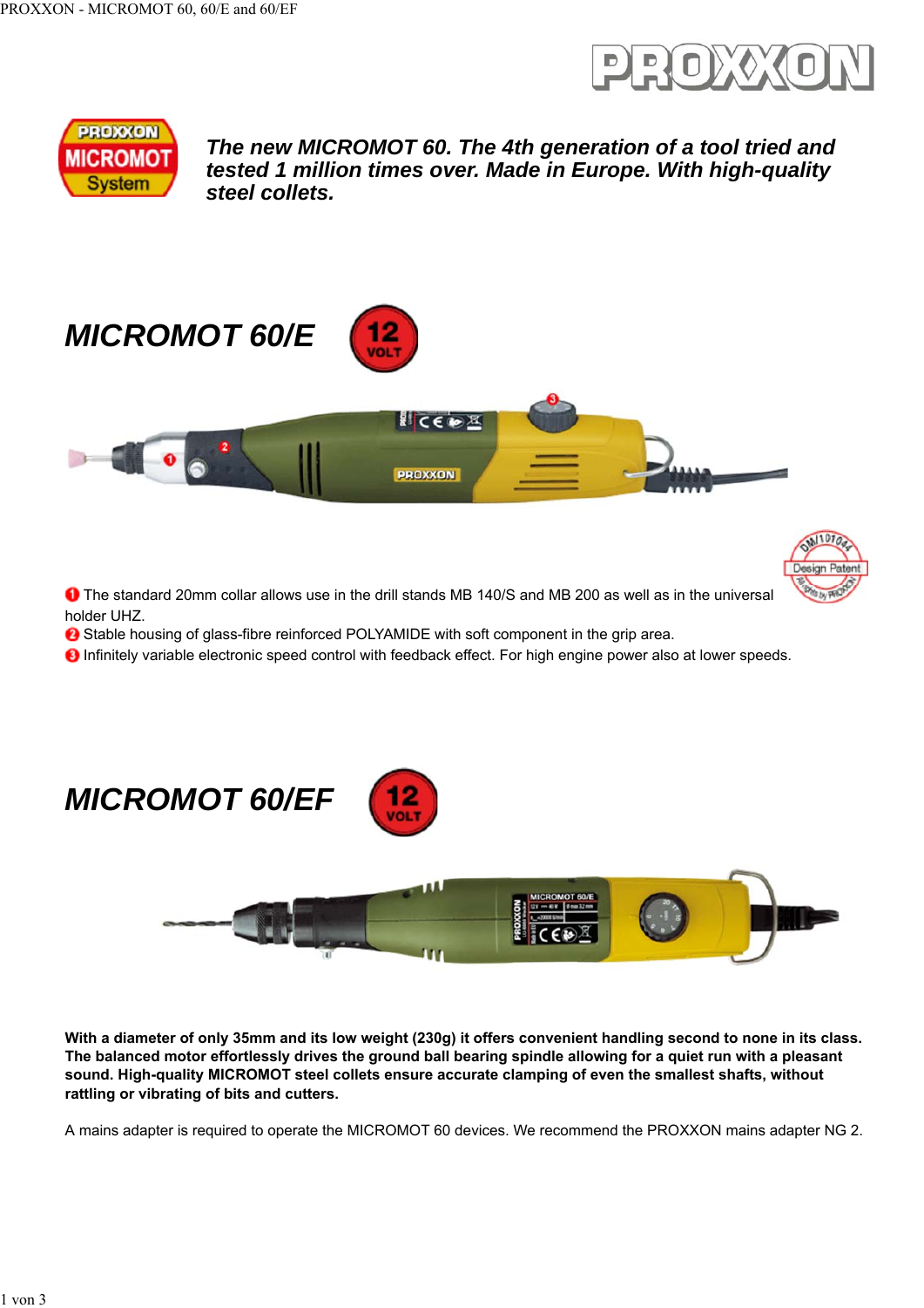*The new MICROMOT 60. The 4th generation of a tool tried and tested 1 million times over. Made in Europe. With high-quality steel collets.*

## MICROMOT 60/E

12 VOLT

1. The standard 20mm collar allows use in the drill stands MB 140/S and MB 200 as well as in the universal holder UHZ.
2. Stable housing of glass-fibre reinforced POLYAMIDE with soft component in the grip area.
3. Infinitely variable electronic speed control with feedback effect. For high engine power also at lower speeds.

## MICROMOT 60/EF

12 VOLT

**With a diameter of only 35mm and its low weight (230g) it offers convenient handling second to none in its class. The balanced motor effortlessly drives the ground ball bearing spindle allowing for a quiet run with a pleasant sound. High-quality MICROMOT steel collets ensure accurate clamping of even the smallest shafts, without rattling or vibrating of bits and cutters.**

A mains adapter is required to operate the MICROMOT 60 devices. We recommend the PROXXON mains adapter NG 2.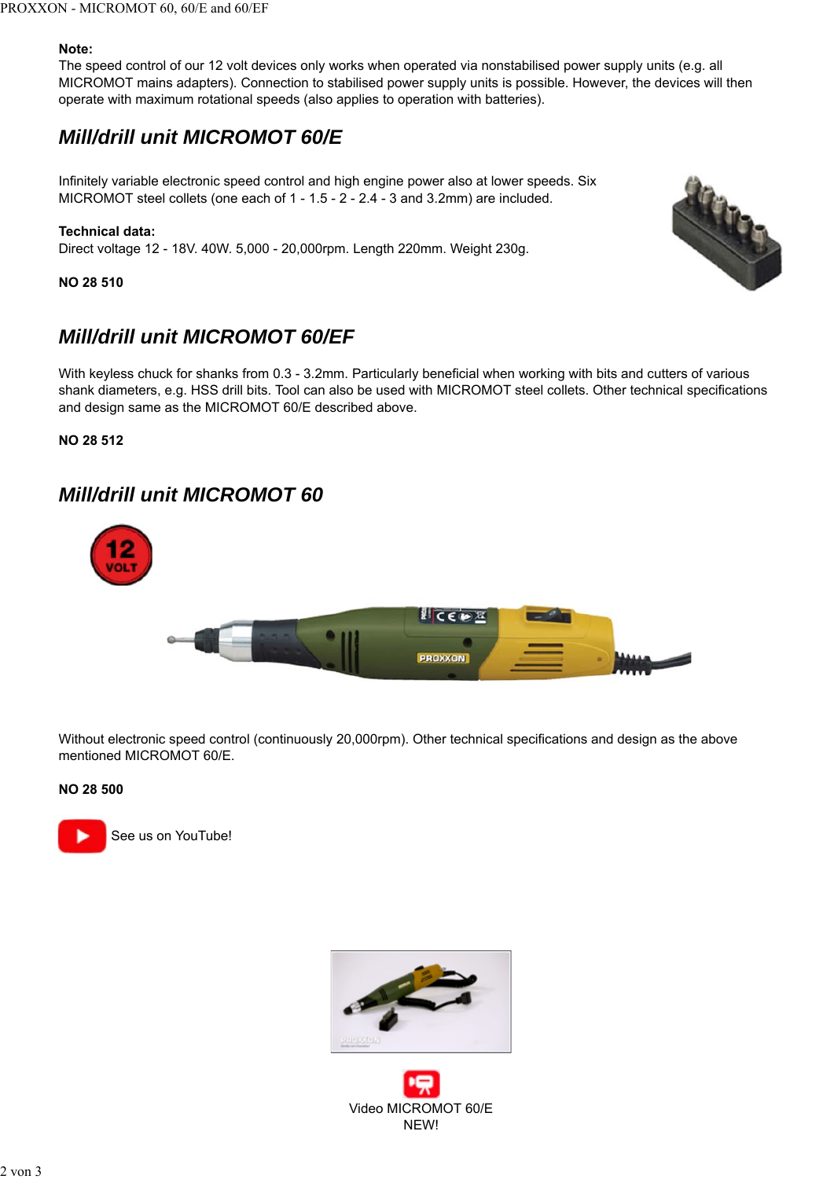**Note:**
The speed control of our 12 volt devices only works when operated via nonstabilised power supply units (e.g. all MICROMOT mains adapters). Connection to stabilised power supply units is possible. However, the devices will then operate with maximum rotational speeds (also applies to operation with batteries).

## *Mill/drill unit MICROMOT 60/E*

Infinitely variable electronic speed control and high engine power also at lower speeds. Six MICROMOT steel collets (one each of 1 - 1.5 - 2 - 2.4 - 3 and 3.2mm) are included.

**Technical data:**
Direct voltage 12 - 18V. 40W. 5,000 - 20,000rpm. Length 220mm. Weight 230g.

**NO 28 510**

## *Mill/drill unit MICROMOT 60/EF*

With keyless chuck for shanks from 0.3 - 3.2mm. Particularly beneficial when working with bits and cutters of various shank diameters, e.g. HSS drill bits. Tool can also be used with MICROMOT steel collets. Other technical specifications and design same as the MICROMOT 60/E described above.

**NO 28 512**

## *Mill/drill unit MICROMOT 60*

Without electronic speed control (continuously 20,000rpm). Other technical specifications and design as the above mentioned MICROMOT 60/E.

**NO 28 500**

See us on YouTube!

Video MICROMOT 60/E
NEW!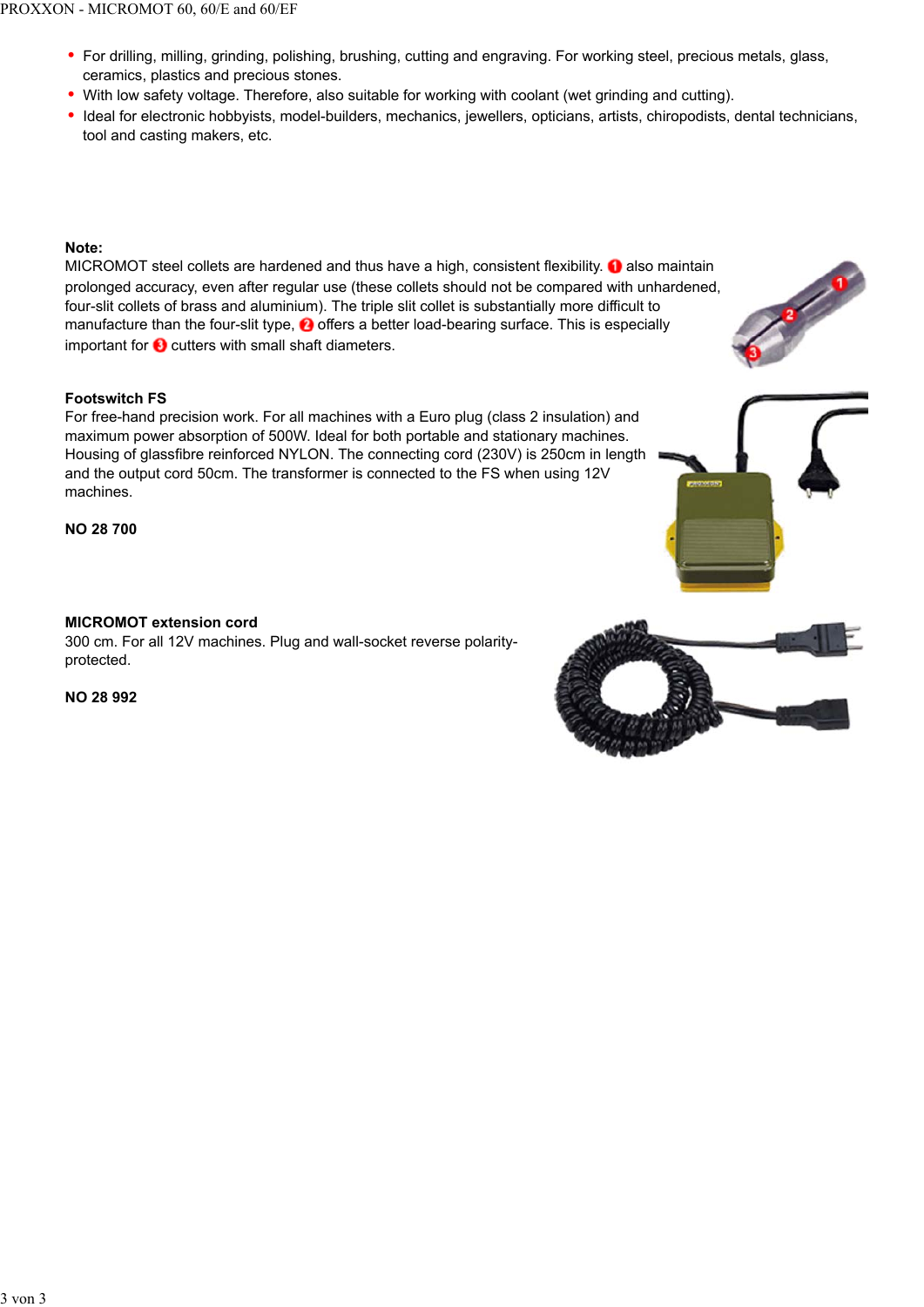- For drilling, milling, grinding, polishing, brushing, cutting and engraving. For working steel, precious metals, glass, ceramics, plastics and precious stones.
- With low safety voltage. Therefore, also suitable for working with coolant (wet grinding and cutting).
- Ideal for electronic hobbyists, model-builders, mechanics, jewellers, opticians, artists, chiropodists, dental technicians, tool and casting makers, etc.

**Note:**
MICROMOT steel collets are hardened and thus have a high, consistent flexibility. 1 also maintain prolonged accuracy, even after regular use (these collets should not be compared with unhardened, four-slit collets of brass and aluminium). The triple slit collet is substantially more difficult to manufacture than the four-slit type, 2 offers a better load-bearing surface. This is especially important for 3 cutters with small shaft diameters.

**Footswitch FS**
For free-hand precision work. For all machines with a Euro plug (class 2 insulation) and maximum power absorption of 500W. Ideal for both portable and stationary machines. Housing of glassfibre reinforced NYLON. The connecting cord (230V) is 250cm in length and the output cord 50cm. The transformer is connected to the FS when using 12V machines.

**NO 28 700**

**MICROMOT extension cord**
300 cm. For all 12V machines. Plug and wall-socket reverse polarity-protected.

**NO 28 992**